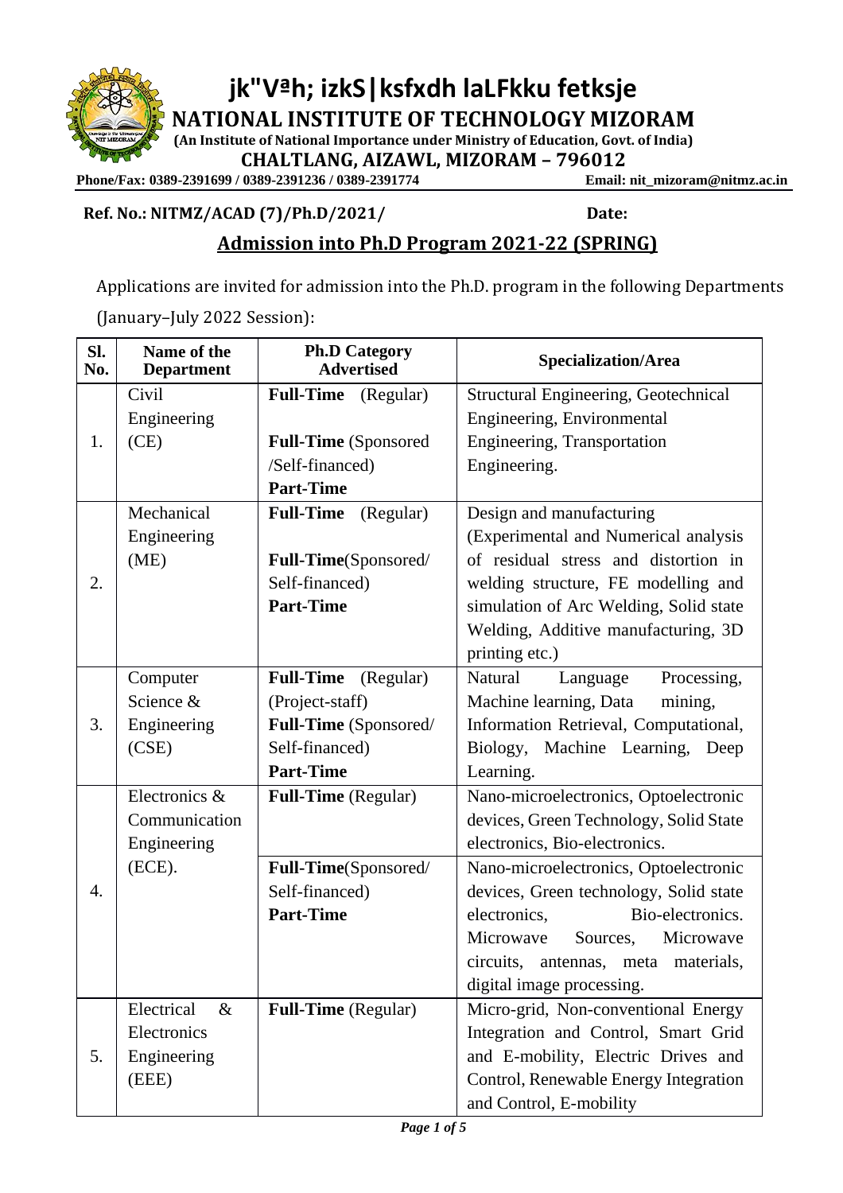# jk"Vªh; izkS|ksfxdh laLFkku fetksje

## NATIONAL INSTITUTE OF TECHNOLOGY MIZORAM

**(An Institute of National Importance under Ministry of Education, Govt. of India)**

**CHALTLANG, AIZAWL, MIZORAM – 796012**

**Phone/Fax: 0389-2391699 / 0389-2391236 / 0389-2391774** **Email: nit_mizoram@nitmz.ac.in**

**Ref. No.: NITMZ/ACAD (7)/Ph.D/2021/** **Date:**

## Admission into Ph.D Program 2021-22 (SPRING)

Applications are invited for admission into the Ph.D. program in the following Departments (January–July 2022 Session):

| Sl. No. | Name of the Department | Ph.D Category Advertised | Specialization/Area |
|---|---|---|---|
| 1. | Civil Engineering (CE) | **Full-Time** (Regular)<br>**Full-Time** (Sponsored /Self-financed)<br>**Part-Time** | Structural Engineering, Geotechnical Engineering, Environmental Engineering, Transportation Engineering. |
| 2. | Mechanical Engineering (ME) | **Full-Time** (Regular)<br>**Full-Time**(Sponsored/ Self-financed)<br>**Part-Time** | Design and manufacturing (Experimental and Numerical analysis of residual stress and distortion in welding structure, FE modelling and simulation of Arc Welding, Solid state Welding, Additive manufacturing, 3D printing etc.) |
| 3. | Computer Science & Engineering (CSE) | **Full-Time** (Regular) (Project-staff)<br>**Full-Time** (Sponsored/ Self-financed)<br>**Part-Time** | Natural Language Processing, Machine learning, Data mining, Information Retrieval, Computational, Biology, Machine Learning, Deep Learning. |
| 4. | Electronics & Communication Engineering (ECE). | **Full-Time** (Regular) | Nano-microelectronics, Optoelectronic devices, Green Technology, Solid State electronics, Bio-electronics. |
| | | **Full-Time**(Sponsored/ Self-financed)<br>**Part-Time** | Nano-microelectronics, Optoelectronic devices, Green technology, Solid state electronics, Bio-electronics. Microwave Sources, Microwave circuits, antennas, meta materials, digital image processing. |
| 5. | Electrical & Electronics Engineering (EEE) | **Full-Time** (Regular) | Micro-grid, Non-conventional Energy Integration and Control, Smart Grid and E-mobility, Electric Drives and Control, Renewable Energy Integration and Control, E-mobility |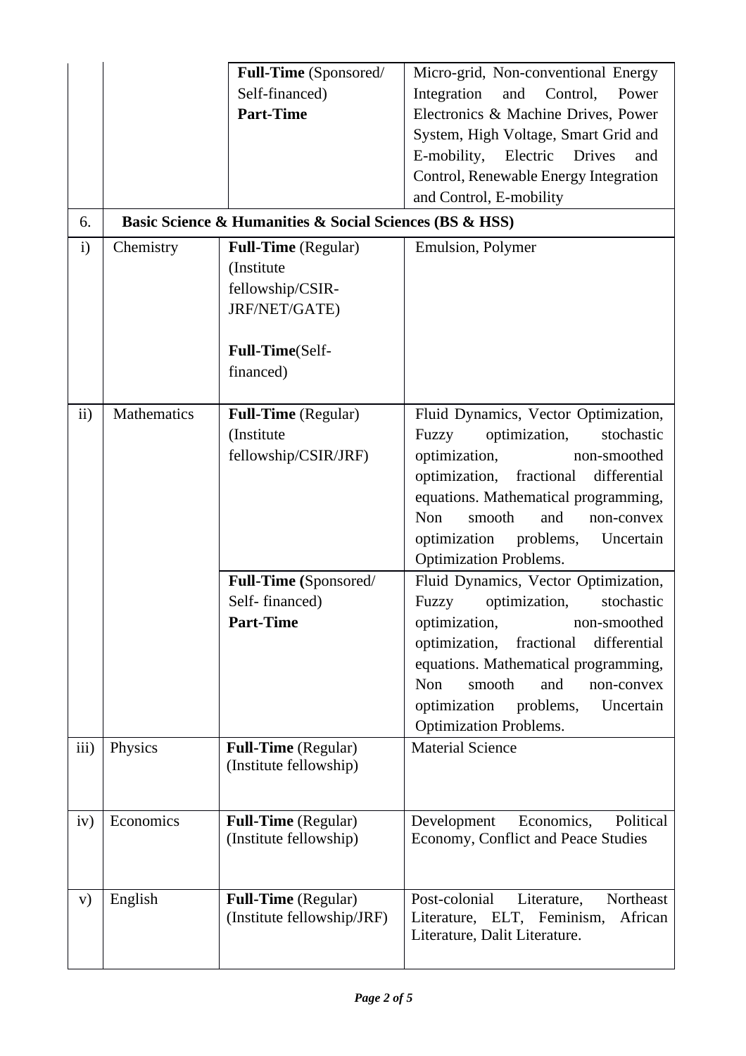| | | | |
|---|---|---|---|
| | | **Full-Time** (Sponsored/ Self-financed) **Part-Time** | Micro-grid, Non-conventional Energy Integration and Control, Power Electronics & Machine Drives, Power System, High Voltage, Smart Grid and E-mobility, Electric Drives and Control, Renewable Energy Integration and Control, E-mobility |
| 6. | **Basic Science & Humanities & Social Sciences (BS & HSS)** | | |
| i) | Chemistry | **Full-Time** (Regular) (Institute fellowship/CSIR-JRF/NET/GATE)<br><br>**Full-Time**(Self-financed) | Emulsion, Polymer |
| ii) | Mathematics | **Full-Time** (Regular) (Institute fellowship/CSIR/JRF) | Fluid Dynamics, Vector Optimization, Fuzzy optimization, stochastic optimization, non-smoothed optimization, fractional differential equations. Mathematical programming, Non smooth and non-convex optimization problems, Uncertain Optimization Problems. |
| | | **Full-Time (**Sponsored/ Self- financed) **Part-Time** | Fluid Dynamics, Vector Optimization, Fuzzy optimization, stochastic optimization, non-smoothed optimization, fractional differential equations. Mathematical programming, Non smooth and non-convex optimization problems, Uncertain Optimization Problems. |
| iii) | Physics | **Full-Time** (Regular) (Institute fellowship) | Material Science |
| iv) | Economics | **Full-Time** (Regular) (Institute fellowship) | Development Economics, Political Economy, Conflict and Peace Studies |
| v) | English | **Full-Time** (Regular) (Institute fellowship/JRF) | Post-colonial Literature, Northeast Literature, ELT, Feminism, African Literature, Dalit Literature. |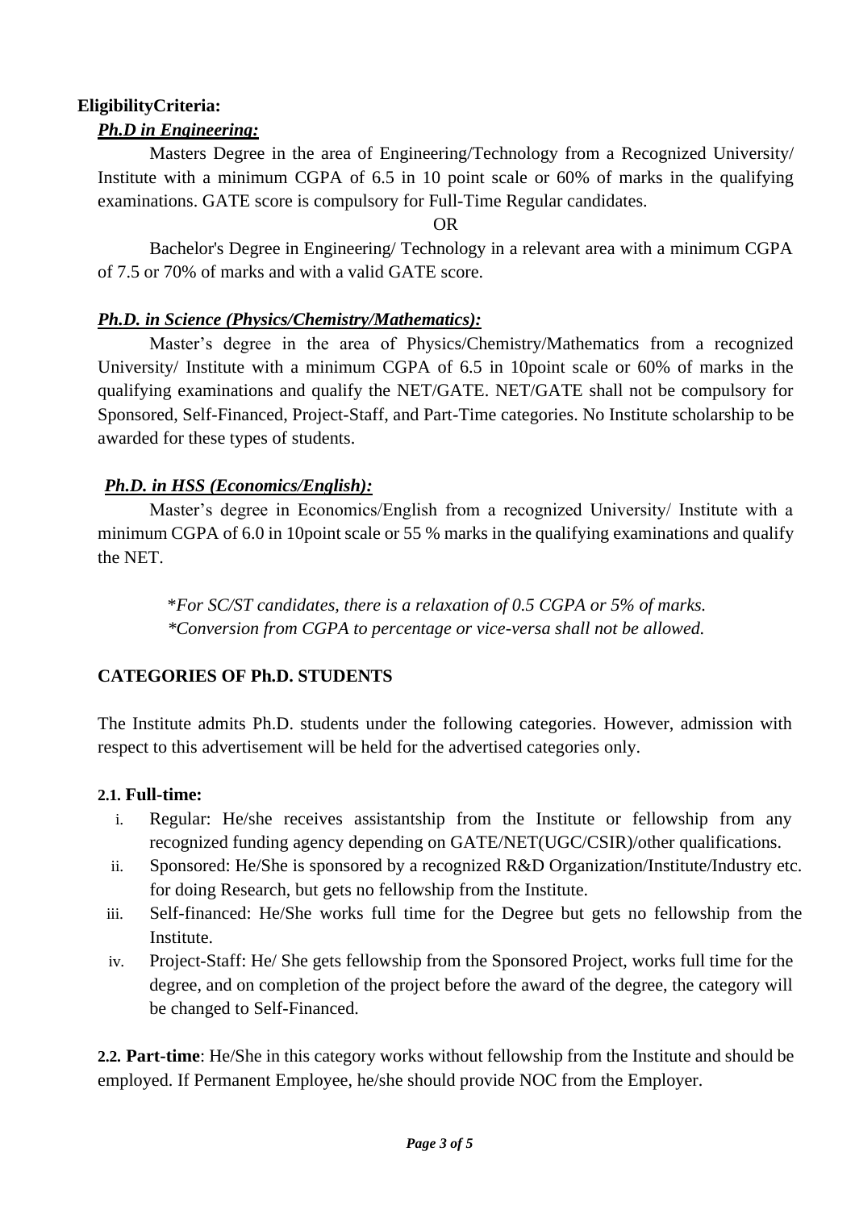**EligibilityCriteria:**

***Ph.D in Engineering:***

Masters Degree in the area of Engineering/Technology from a Recognized University/ Institute with a minimum CGPA of 6.5 in 10 point scale or 60% of marks in the qualifying examinations. GATE score is compulsory for Full-Time Regular candidates.

OR

Bachelor's Degree in Engineering/ Technology in a relevant area with a minimum CGPA of 7.5 or 70% of marks and with a valid GATE score.

***Ph.D. in Science (Physics/Chemistry/Mathematics):***

Master's degree in the area of Physics/Chemistry/Mathematics from a recognized University/ Institute with a minimum CGPA of 6.5 in 10point scale or 60% of marks in the qualifying examinations and qualify the NET/GATE. NET/GATE shall not be compulsory for Sponsored, Self-Financed, Project-Staff, and Part-Time categories. No Institute scholarship to be awarded for these types of students.

***Ph.D. in HSS (Economics/English):***

Master's degree in Economics/English from a recognized University/ Institute with a minimum CGPA of 6.0 in 10point scale or 55 % marks in the qualifying examinations and qualify the NET.

*\*For SC/ST candidates, there is a relaxation of 0.5 CGPA or 5% of marks.*
*\*Conversion from CGPA to percentage or vice-versa shall not be allowed.*

**CATEGORIES OF Ph.D. STUDENTS**

The Institute admits Ph.D. students under the following categories. However, admission with respect to this advertisement will be held for the advertised categories only.

**2.1. Full-time:**

i. Regular: He/she receives assistantship from the Institute or fellowship from any recognized funding agency depending on GATE/NET(UGC/CSIR)/other qualifications.
ii. Sponsored: He/She is sponsored by a recognized R&D Organization/Institute/Industry etc. for doing Research, but gets no fellowship from the Institute.
iii. Self-financed: He/She works full time for the Degree but gets no fellowship from the Institute.
iv. Project-Staff: He/ She gets fellowship from the Sponsored Project, works full time for the degree, and on completion of the project before the award of the degree, the category will be changed to Self-Financed.

**2.2. Part-time**: He/She in this category works without fellowship from the Institute and should be employed. If Permanent Employee, he/she should provide NOC from the Employer.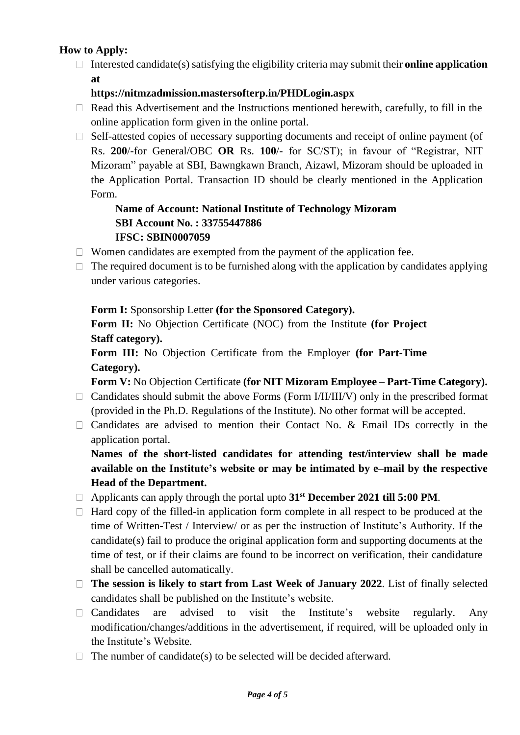**How to Apply:**

- Interested candidate(s) satisfying the eligibility criteria may submit their **online application at https://nitmzadmission.mastersofterp.in/PHDLogin.aspx**
- Read this Advertisement and the Instructions mentioned herewith, carefully, to fill in the online application form given in the online portal.
- Self-attested copies of necessary supporting documents and receipt of online payment (of Rs. **200**/-for General/OBC **OR** Rs. **100**/- for SC/ST); in favour of "Registrar, NIT Mizoram" payable at SBI, Bawngkawn Branch, Aizawl, Mizoram should be uploaded in the Application Portal. Transaction ID should be clearly mentioned in the Application Form.

  **Name of Account: National Institute of Technology Mizoram**
  **SBI Account No. : 33755447886**
  **IFSC: SBIN0007059**

- Women candidates are exempted from the payment of the application fee.
- The required document is to be furnished along with the application by candidates applying under various categories.

  **Form I:** Sponsorship Letter **(for the Sponsored Category).**

  **Form II:** No Objection Certificate (NOC) from the Institute **(for Project Staff category).**

  **Form III:** No Objection Certificate from the Employer **(for Part-Time Category).**

  **Form V:** No Objection Certificate **(for NIT Mizoram Employee – Part-Time Category).**

- Candidates should submit the above Forms (Form I/II/III/V) only in the prescribed format (provided in the Ph.D. Regulations of the Institute). No other format will be accepted.
- Candidates are advised to mention their Contact No. & Email IDs correctly in the application portal.

  **Names of the short-listed candidates for attending test/interview shall be made available on the Institute's website or may be intimated by e–mail by the respective Head of the Department.**

- Applicants can apply through the portal upto **31st December 2021 till 5:00 PM**.
- Hard copy of the filled-in application form complete in all respect to be produced at the time of Written-Test / Interview/ or as per the instruction of Institute's Authority. If the candidate(s) fail to produce the original application form and supporting documents at the time of test, or if their claims are found to be incorrect on verification, their candidature shall be cancelled automatically.
- **The session is likely to start from Last Week of January 2022**. List of finally selected candidates shall be published on the Institute's website.
- Candidates are advised to visit the Institute's website regularly. Any modification/changes/additions in the advertisement, if required, will be uploaded only in the Institute's Website.
- The number of candidate(s) to be selected will be decided afterward.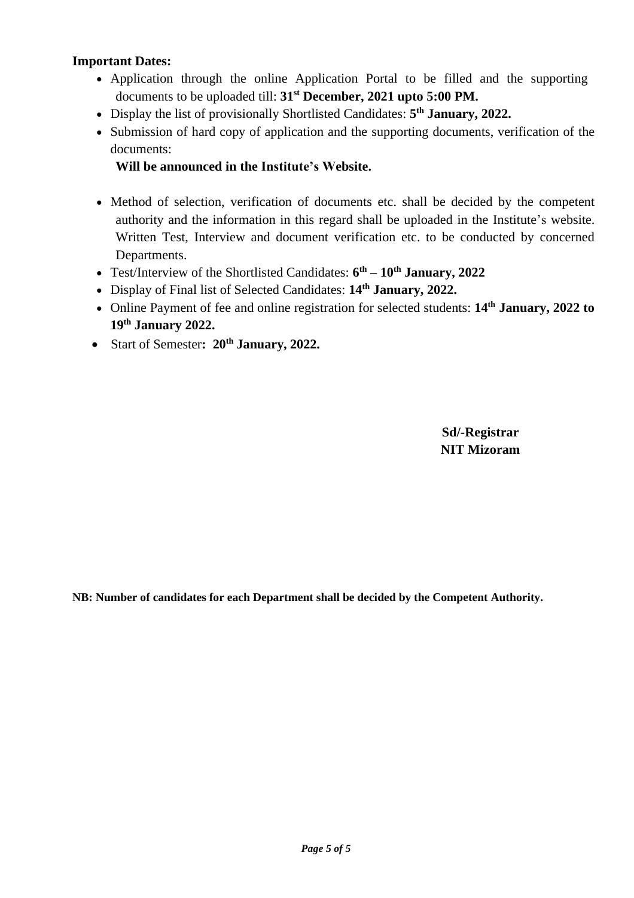**Important Dates:**

- Application through the online Application Portal to be filled and the supporting documents to be uploaded till: **31st December, 2021 upto 5:00 PM.**
- Display the list of provisionally Shortlisted Candidates: **5th January, 2022.**
- Submission of hard copy of application and the supporting documents, verification of the documents:

  **Will be announced in the Institute's Website.**

- Method of selection, verification of documents etc. shall be decided by the competent authority and the information in this regard shall be uploaded in the Institute's website. Written Test, Interview and document verification etc. to be conducted by concerned Departments.
- Test/Interview of the Shortlisted Candidates: **6th – 10th January, 2022**
- Display of Final list of Selected Candidates: **14th January, 2022.**
- Online Payment of fee and online registration for selected students: **14th January, 2022 to 19th January 2022.**
- Start of Semester**: 20th January, 2022.**

**Sd/-Registrar**
**NIT Mizoram**

**NB: Number of candidates for each Department shall be decided by the Competent Authority.**